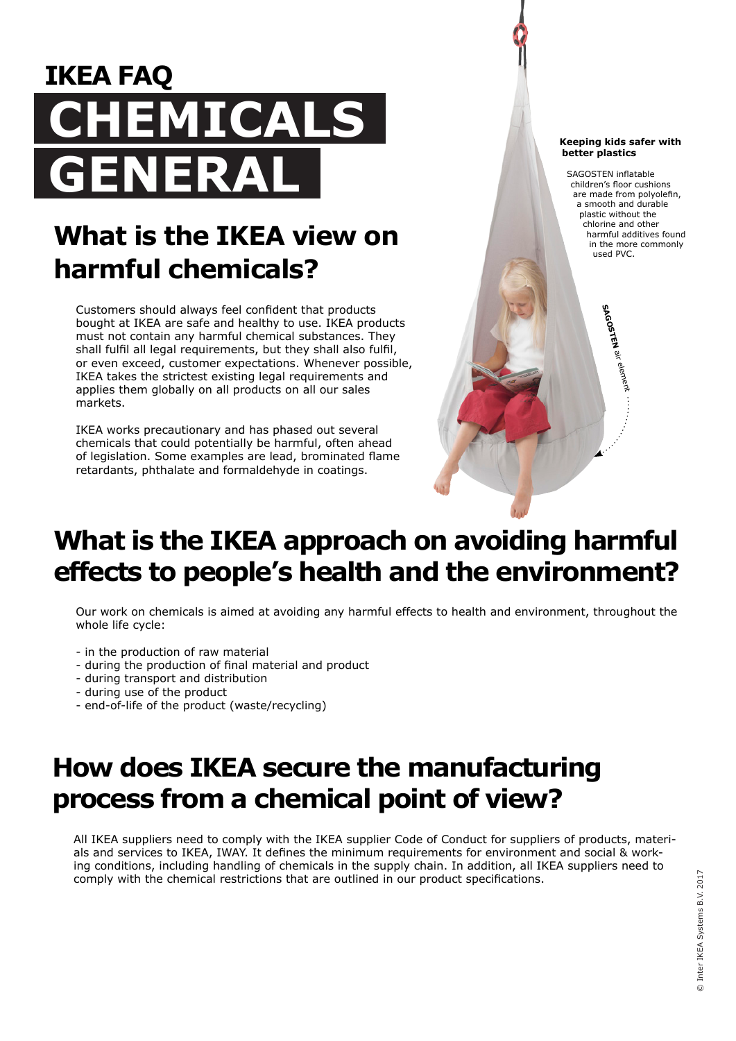# IKEA FAQ

# CHEMICALS GENERAL

## What is the IKEA view on harmful chemicals?

Customers should always feel confident that products bought at IKEA are safe and healthy to use. IKEA products must not contain any harmful chemical substances. They shall fulfil all legal requirements, but they shall also fulfil, or even exceed, customer expectations. Whenever possible, IKEA takes the strictest existing legal requirements and applies them globally on all products on all our sales markets.

IKEA works precautionary and has phased out several chemicals that could potentially be harmful, often ahead of legislation. Some examples are lead, brominated flame retardants, phthalate and formaldehyde in coatings.

**Keeping kids safer with better plastics**

SAGOSTEN inflatable children's floor cushions are made from polyolefin, a smooth and durable plastic without the chlorine and other harmful additives found in the more commonly used PVC.

**SAGOSTEN** air element

## What is the IKEA approach on avoiding harmful effects to people's health and the environment?

Our work on chemicals is aimed at avoiding any harmful effects to health and environment, throughout the whole life cycle:

- in the production of raw material
- during the production of final material and product
- during transport and distribution
- during use of the product
- end-of-life of the product (waste/recycling)

## How does IKEA secure the manufacturing process from a chemical point of view?

All IKEA suppliers need to comply with the IKEA supplier Code of Conduct for suppliers of products, materials and services to IKEA, IWAY. It defines the minimum requirements for environment and social & working conditions, including handling of chemicals in the supply chain. In addition, all IKEA suppliers need to comply with the chemical restrictions that are outlined in our product specifications.

© Inter IKEA Systems B.V. 2017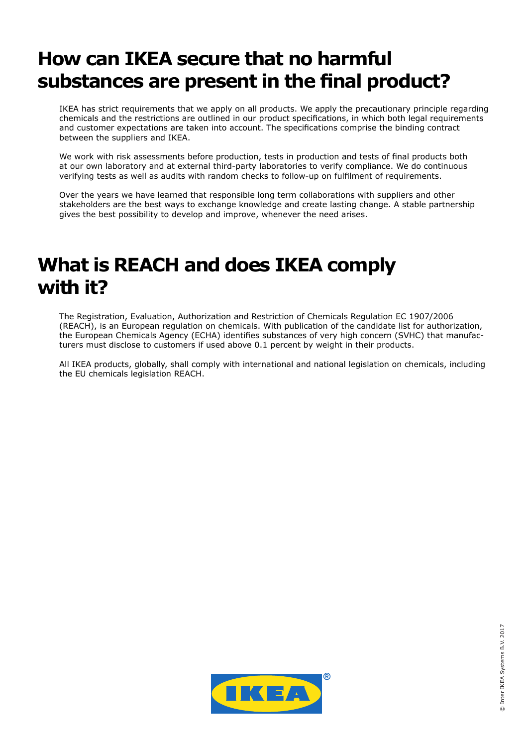# How can IKEA secure that no harmful substances are present in the final product?

IKEA has strict requirements that we apply on all products. We apply the precautionary principle regarding chemicals and the restrictions are outlined in our product specifications, in which both legal requirements and customer expectations are taken into account. The specifications comprise the binding contract between the suppliers and IKEA.

We work with risk assessments before production, tests in production and tests of final products both at our own laboratory and at external third-party laboratories to verify compliance. We do continuous verifying tests as well as audits with random checks to follow-up on fulfilment of requirements.

Over the years we have learned that responsible long term collaborations with suppliers and other stakeholders are the best ways to exchange knowledge and create lasting change. A stable partnership gives the best possibility to develop and improve, whenever the need arises.

# What is REACH and does IKEA comply with it?

The Registration, Evaluation, Authorization and Restriction of Chemicals Regulation EC 1907/2006 (REACH), is an European regulation on chemicals. With publication of the candidate list for authorization, the European Chemicals Agency (ECHA) identifies substances of very high concern (SVHC) that manufacturers must disclose to customers if used above 0.1 percent by weight in their products.

All IKEA products, globally, shall comply with international and national legislation on chemicals, including the EU chemicals legislation REACH.

© Inter IKEA Systems B.V. 2017